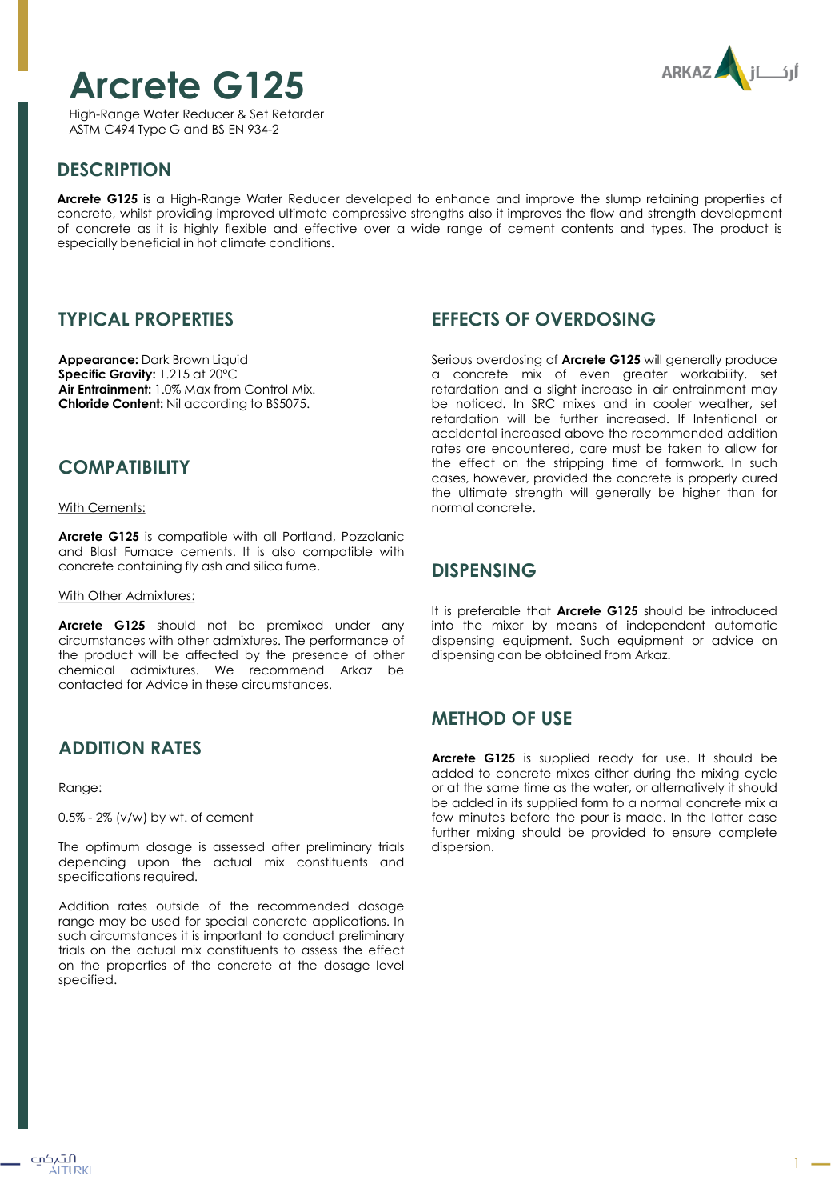# Arcrete G125

High-Range Water Reducer & Set Retarder
ASTM C494 Type G and BS EN 934-2

## DESCRIPTION

**Arcrete G125** is a High-Range Water Reducer developed to enhance and improve the slump retaining properties of concrete, whilst providing improved ultimate compressive strengths also it improves the flow and strength development of concrete as it is highly flexible and effective over a wide range of cement contents and types. The product is especially beneficial in hot climate conditions.

## TYPICAL PROPERTIES

**Appearance:** Dark Brown Liquid
**Specific Gravity:** 1.215 at 20°C
**Air Entrainment:** 1.0% Max from Control Mix.
**Chloride Content:** Nil according to BS5075.

## COMPATIBILITY

With Cements:

**Arcrete G125** is compatible with all Portland, Pozzolanic and Blast Furnace cements. It is also compatible with concrete containing fly ash and silica fume.

With Other Admixtures:

**Arcrete G125** should not be premixed under any circumstances with other admixtures. The performance of the product will be affected by the presence of other chemical admixtures. We recommend Arkaz be contacted for Advice in these circumstances.

## ADDITION RATES

Range:

0.5% - 2% (v/w) by wt. of cement

The optimum dosage is assessed after preliminary trials depending upon the actual mix constituents and specifications required.

Addition rates outside of the recommended dosage range may be used for special concrete applications. In such circumstances it is important to conduct preliminary trials on the actual mix constituents to assess the effect on the properties of the concrete at the dosage level specified.

## EFFECTS OF OVERDOSING

Serious overdosing of **Arcrete G125** will generally produce a concrete mix of even greater workability, set retardation and a slight increase in air entrainment may be noticed. In SRC mixes and in cooler weather, set retardation will be further increased. If Intentional or accidental increased above the recommended addition rates are encountered, care must be taken to allow for the effect on the stripping time of formwork. In such cases, however, provided the concrete is properly cured the ultimate strength will generally be higher than for normal concrete.

## DISPENSING

It is preferable that **Arcrete G125** should be introduced into the mixer by means of independent automatic dispensing equipment. Such equipment or advice on dispensing can be obtained from Arkaz.

## METHOD OF USE

**Arcrete G125** is supplied ready for use. It should be added to concrete mixes either during the mixing cycle or at the same time as the water, or alternatively it should be added in its supplied form to a normal concrete mix a few minutes before the pour is made. In the latter case further mixing should be provided to ensure complete dispersion.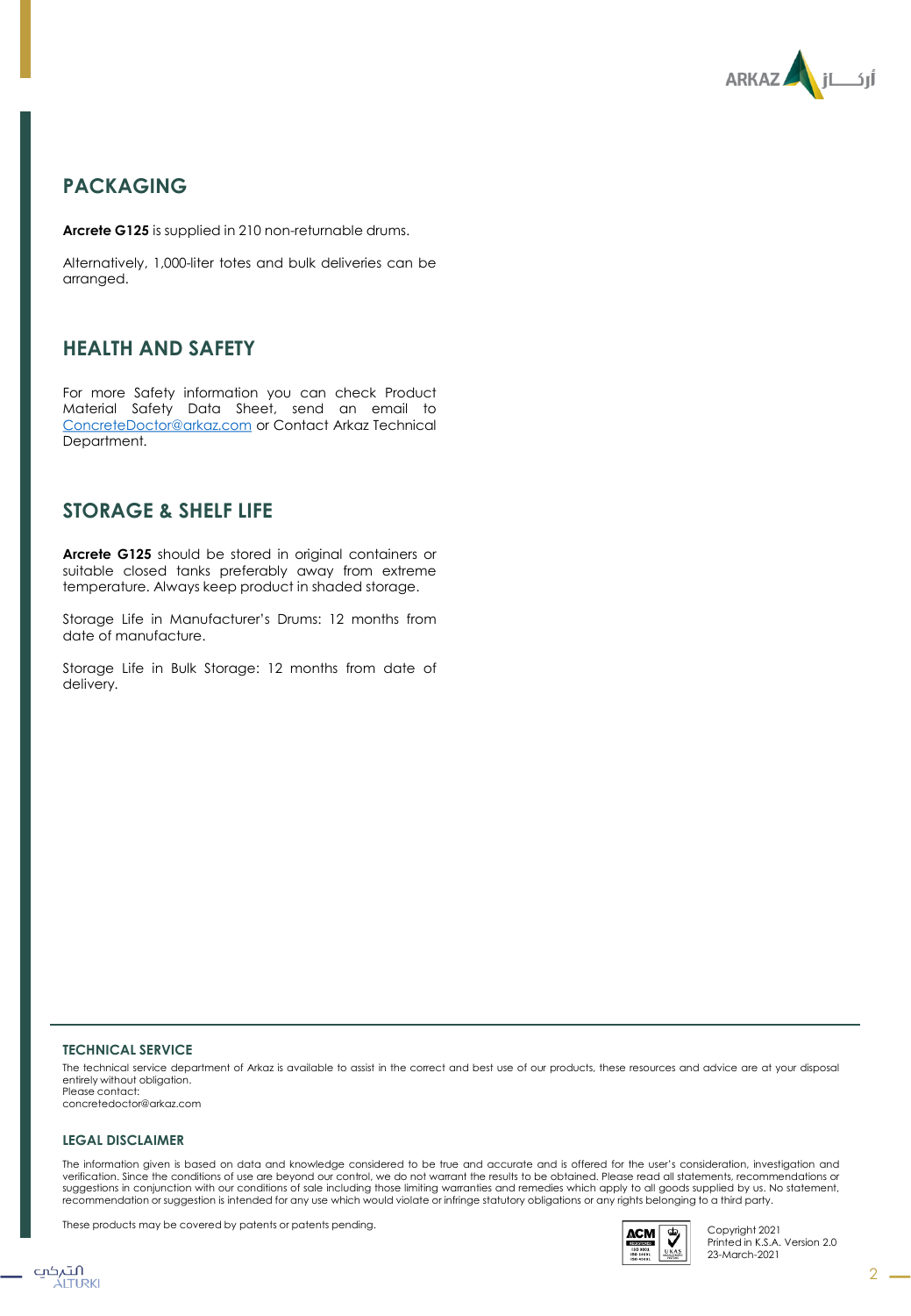## PACKAGING

**Arcrete G125** is supplied in 210 non-returnable drums.

Alternatively, 1,000-liter totes and bulk deliveries can be arranged.

## HEALTH AND SAFETY

For more Safety information you can check Product Material Safety Data Sheet, send an email to ConcreteDoctor@arkaz.com or Contact Arkaz Technical Department.

## STORAGE & SHELF LIFE

**Arcrete G125** should be stored in original containers or suitable closed tanks preferably away from extreme temperature. Always keep product in shaded storage.

Storage Life in Manufacturer's Drums: 12 months from date of manufacture.

Storage Life in Bulk Storage: 12 months from date of delivery.

### TECHNICAL SERVICE

The technical service department of Arkaz is available to assist in the correct and best use of our products, these resources and advice are at your disposal entirely without obligation.
Please contact:
concretedoctor@arkaz.com

### LEGAL DISCLAIMER

The information given is based on data and knowledge considered to be true and accurate and is offered for the user's consideration, investigation and verification. Since the conditions of use are beyond our control, we do not warrant the results to be obtained. Please read all statements, recommendations or suggestions in conjunction with our conditions of sale including those limiting warranties and remedies which apply to all goods supplied by us. No statement, recommendation or suggestion is intended for any use which would violate or infringe statutory obligations or any rights belonging to a third party.

These products may be covered by patents or patents pending.

Copyright 2021
Printed in K.S.A. Version 2.0
23-March-2021